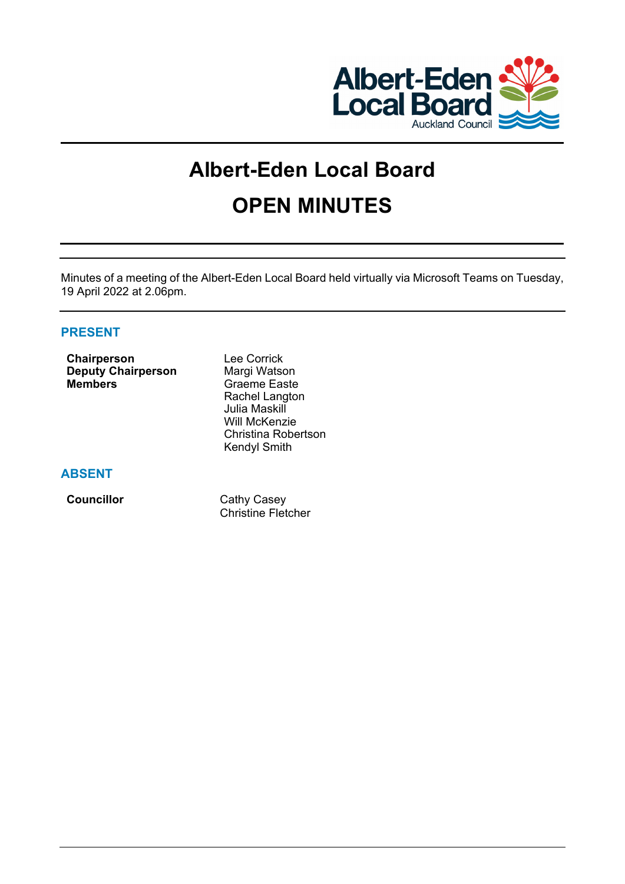# Albert-Eden Local Board

# OPEN MINUTES

Minutes of a meeting of the Albert-Eden Local Board held virtually via Microsoft Teams on Tuesday, 19 April 2022 at 2.06pm.

## PRESENT

| | |
|---|---|
| **Chairperson** | Lee Corrick |
| **Deputy Chairperson** | Margi Watson |
| **Members** | Graeme Easte |
| | Rachel Langton |
| | Julia Maskill |
| | Will McKenzie |
| | Christina Robertson |
| | Kendyl Smith |

## ABSENT

| | |
|---|---|
| **Councillor** | Cathy Casey |
| | Christine Fletcher |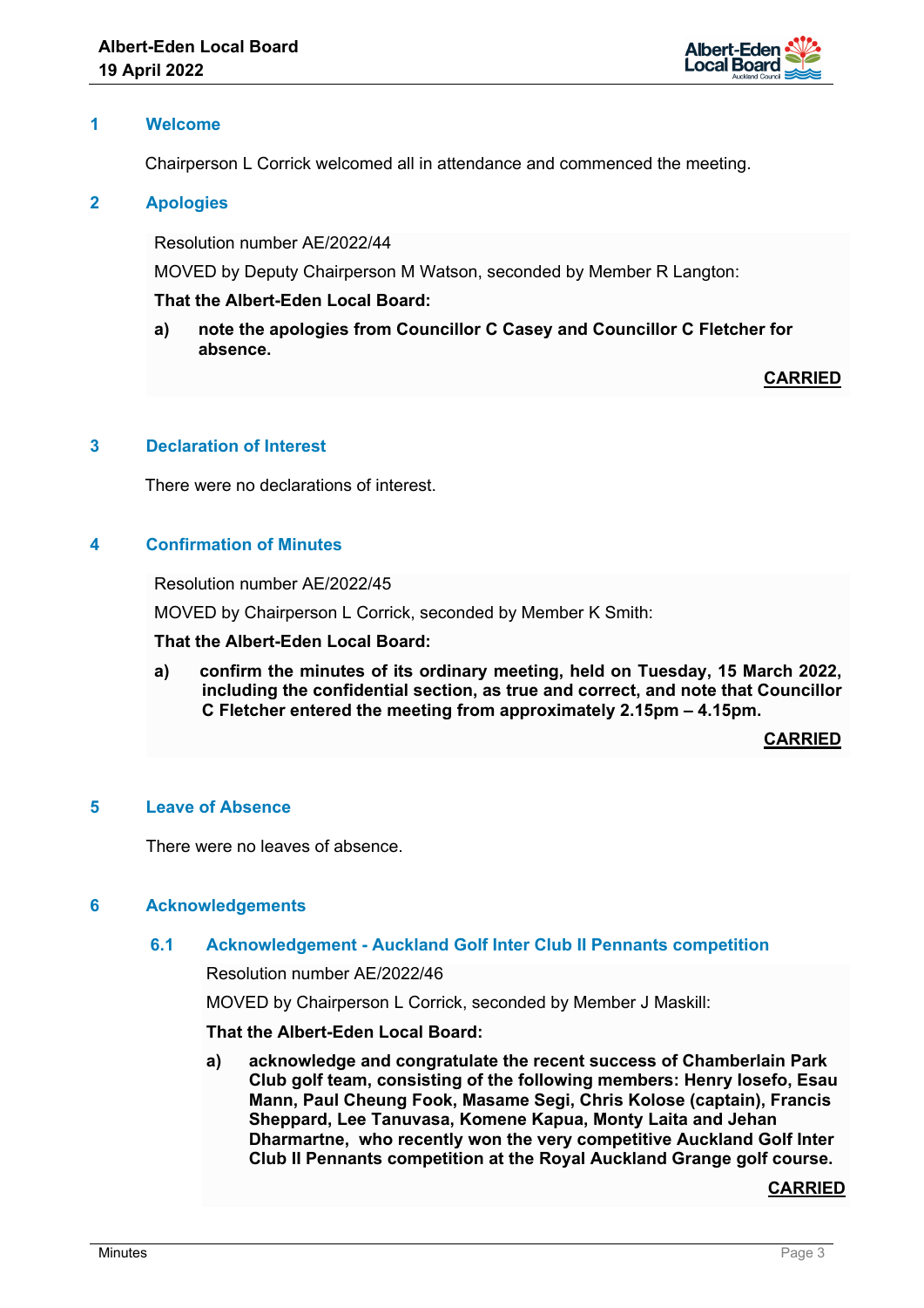## 1 Welcome

Chairperson L Corrick welcomed all in attendance and commenced the meeting.

## 2 Apologies

Resolution number AE/2022/44

MOVED by Deputy Chairperson M Watson, seconded by Member R Langton:

**That the Albert-Eden Local Board:**

**a) note the apologies from Councillor C Casey and Councillor C Fletcher for absence.**

**CARRIED**

## 3 Declaration of Interest

There were no declarations of interest.

## 4 Confirmation of Minutes

Resolution number AE/2022/45

MOVED by Chairperson L Corrick, seconded by Member K Smith:

**That the Albert-Eden Local Board:**

**a) confirm the minutes of its ordinary meeting, held on Tuesday, 15 March 2022, including the confidential section, as true and correct, and note that Councillor C Fletcher entered the meeting from approximately 2.15pm – 4.15pm.**

**CARRIED**

## 5 Leave of Absence

There were no leaves of absence.

## 6 Acknowledgements

### 6.1 Acknowledgement - Auckland Golf Inter Club II Pennants competition

Resolution number AE/2022/46

MOVED by Chairperson L Corrick, seconded by Member J Maskill:

**That the Albert-Eden Local Board:**

**a) acknowledge and congratulate the recent success of Chamberlain Park Club golf team, consisting of the following members: Henry Iosefo, Esau Mann, Paul Cheung Fook, Masame Segi, Chris Kolose (captain), Francis Sheppard, Lee Tanuvasa, Komene Kapua, Monty Laita and Jehan Dharmartne, who recently won the very competitive Auckland Golf Inter Club II Pennants competition at the Royal Auckland Grange golf course.**

**CARRIED**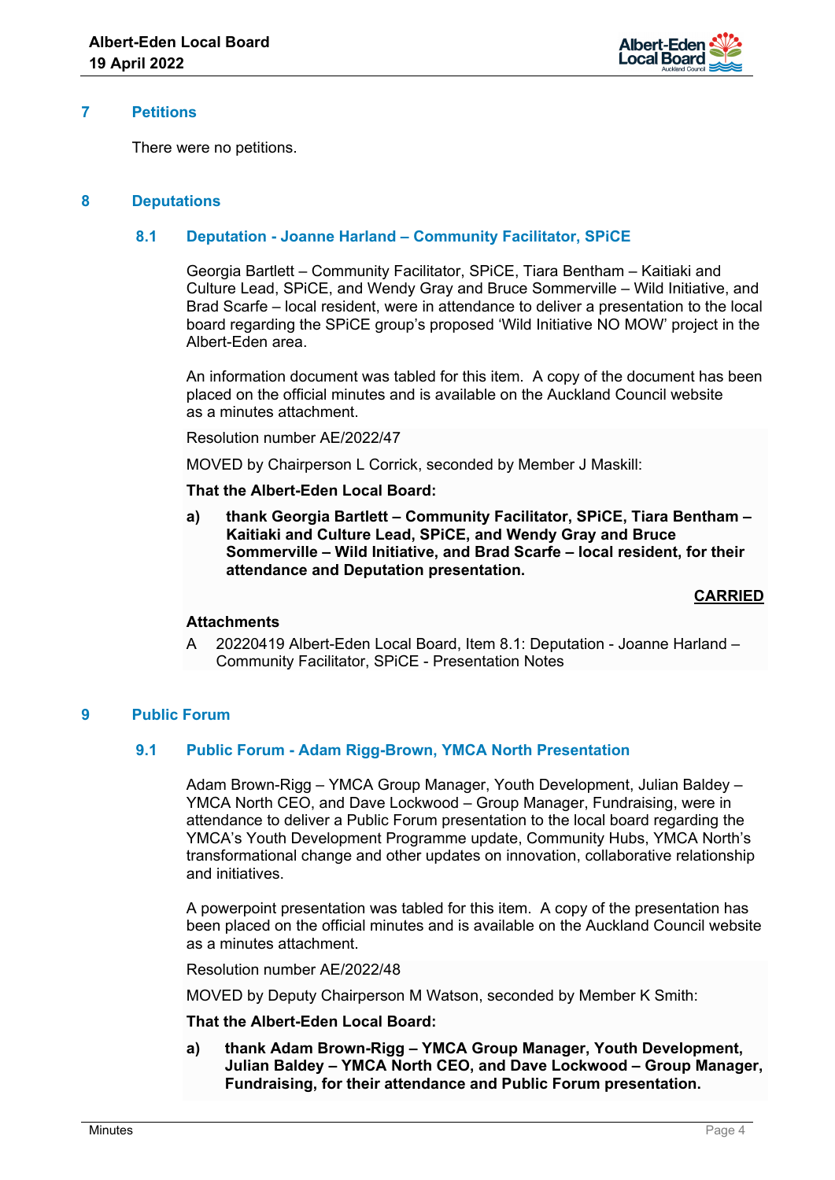## 7 Petitions

There were no petitions.

## 8 Deputations

### 8.1 Deputation - Joanne Harland – Community Facilitator, SPiCE

Georgia Bartlett – Community Facilitator, SPiCE, Tiara Bentham – Kaitiaki and Culture Lead, SPiCE, and Wendy Gray and Bruce Sommerville – Wild Initiative, and Brad Scarfe – local resident, were in attendance to deliver a presentation to the local board regarding the SPiCE group's proposed 'Wild Initiative NO MOW' project in the Albert-Eden area.

An information document was tabled for this item. A copy of the document has been placed on the official minutes and is available on the Auckland Council website as a minutes attachment.

Resolution number AE/2022/47

MOVED by Chairperson L Corrick, seconded by Member J Maskill:

**That the Albert-Eden Local Board:**

**a) thank Georgia Bartlett – Community Facilitator, SPiCE, Tiara Bentham – Kaitiaki and Culture Lead, SPiCE, and Wendy Gray and Bruce Sommerville – Wild Initiative, and Brad Scarfe – local resident, for their attendance and Deputation presentation.**

**CARRIED**

**Attachments**

A 20220419 Albert-Eden Local Board, Item 8.1: Deputation - Joanne Harland – Community Facilitator, SPiCE - Presentation Notes

## 9 Public Forum

### 9.1 Public Forum - Adam Rigg-Brown, YMCA North Presentation

Adam Brown-Rigg – YMCA Group Manager, Youth Development, Julian Baldey – YMCA North CEO, and Dave Lockwood – Group Manager, Fundraising, were in attendance to deliver a Public Forum presentation to the local board regarding the YMCA's Youth Development Programme update, Community Hubs, YMCA North's transformational change and other updates on innovation, collaborative relationship and initiatives.

A powerpoint presentation was tabled for this item. A copy of the presentation has been placed on the official minutes and is available on the Auckland Council website as a minutes attachment.

Resolution number AE/2022/48

MOVED by Deputy Chairperson M Watson, seconded by Member K Smith:

**That the Albert-Eden Local Board:**

**a) thank Adam Brown-Rigg – YMCA Group Manager, Youth Development, Julian Baldey – YMCA North CEO, and Dave Lockwood – Group Manager, Fundraising, for their attendance and Public Forum presentation.**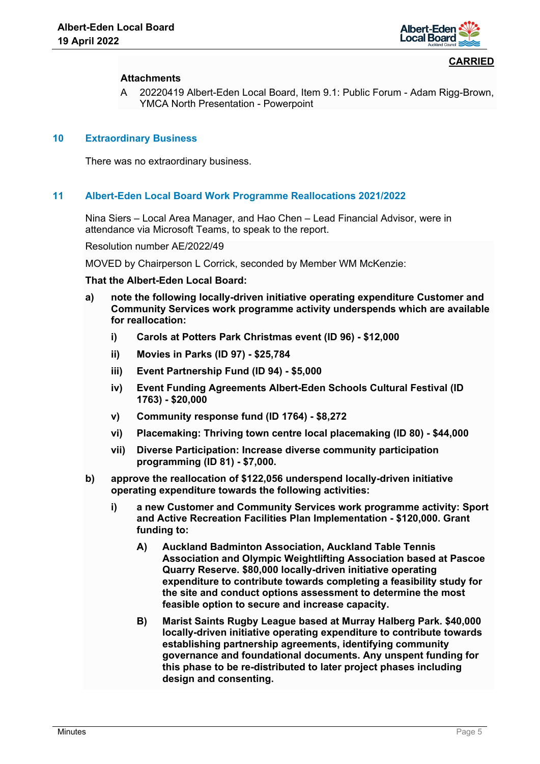**CARRIED**

**Attachments**

A 20220419 Albert-Eden Local Board, Item 9.1: Public Forum - Adam Rigg-Brown, YMCA North Presentation - Powerpoint

## 10 Extraordinary Business

There was no extraordinary business.

## 11 Albert-Eden Local Board Work Programme Reallocations 2021/2022

Nina Siers – Local Area Manager, and Hao Chen – Lead Financial Advisor, were in attendance via Microsoft Teams, to speak to the report.

Resolution number AE/2022/49

MOVED by Chairperson L Corrick, seconded by Member WM McKenzie:

**That the Albert-Eden Local Board:**

**a) note the following locally-driven initiative operating expenditure Customer and Community Services work programme activity underspends which are available for reallocation:**

- **i) Carols at Potters Park Christmas event (ID 96) - $12,000**
- **ii) Movies in Parks (ID 97) - $25,784**
- **iii) Event Partnership Fund (ID 94) - $5,000**
- **iv) Event Funding Agreements Albert-Eden Schools Cultural Festival (ID 1763) - $20,000**
- **v) Community response fund (ID 1764) - $8,272**
- **vi) Placemaking: Thriving town centre local placemaking (ID 80) - $44,000**
- **vii) Diverse Participation: Increase diverse community participation programming (ID 81) - $7,000.**

**b) approve the reallocation of $122,056 underspend locally-driven initiative operating expenditure towards the following activities:**

- **i) a new Customer and Community Services work programme activity: Sport and Active Recreation Facilities Plan Implementation - $120,000. Grant funding to:**
  - **A) Auckland Badminton Association, Auckland Table Tennis Association and Olympic Weightlifting Association based at Pascoe Quarry Reserve. $80,000 locally-driven initiative operating expenditure to contribute towards completing a feasibility study for the site and conduct options assessment to determine the most feasible option to secure and increase capacity.**
  - **B) Marist Saints Rugby League based at Murray Halberg Park. $40,000 locally-driven initiative operating expenditure to contribute towards establishing partnership agreements, identifying community governance and foundational documents. Any unspent funding for this phase to be re-distributed to later project phases including design and consenting.**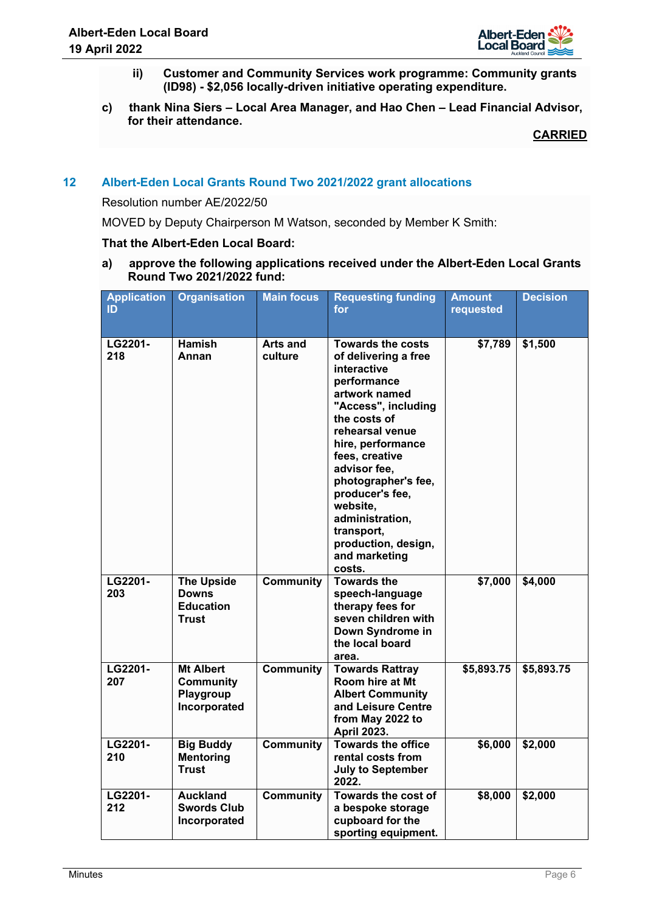**ii) Customer and Community Services work programme: Community grants (ID98) - $2,056 locally-driven initiative operating expenditure.**

**c) thank Nina Siers – Local Area Manager, and Hao Chen – Lead Financial Advisor, for their attendance.**

**CARRIED**

## 12 Albert-Eden Local Grants Round Two 2021/2022 grant allocations

Resolution number AE/2022/50

MOVED by Deputy Chairperson M Watson, seconded by Member K Smith:

**That the Albert-Eden Local Board:**

**a) approve the following applications received under the Albert-Eden Local Grants Round Two 2021/2022 fund:**

| Application ID | Organisation | Main focus | Requesting funding for | Amount requested | Decision |
|---|---|---|---|---|---|
| LG2201-218 | Hamish Annan | Arts and culture | Towards the costs of delivering a free interactive performance artwork named "Access", including the costs of rehearsal venue hire, performance fees, creative advisor fee, photographer's fee, producer's fee, website, administration, transport, production, design, and marketing costs. | $7,789 | $1,500 |
| LG2201-203 | The Upside Downs Education Trust | Community | Towards the speech-language therapy fees for seven children with Down Syndrome in the local board area. | $7,000 | $4,000 |
| LG2201-207 | Mt Albert Community Playgroup Incorporated | Community | Towards Rattray Room hire at Mt Albert Community and Leisure Centre from May 2022 to April 2023. | $5,893.75 | $5,893.75 |
| LG2201-210 | Big Buddy Mentoring Trust | Community | Towards the office rental costs from July to September 2022. | $6,000 | $2,000 |
| LG2201-212 | Auckland Swords Club Incorporated | Community | Towards the cost of a bespoke storage cupboard for the sporting equipment. | $8,000 | $2,000 |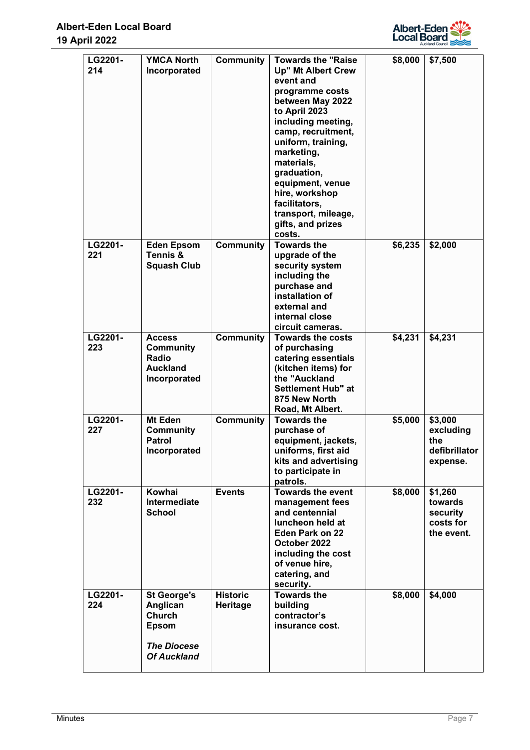| | | | | | |
|---|---|---|---|---|---|
| **LG2201-214** | **YMCA North Incorporated** | **Community** | **Towards the "Raise Up" Mt Albert Crew event and programme costs between May 2022 to April 2023 including meeting, camp, recruitment, uniform, training, marketing, materials, graduation, equipment, venue hire, workshop facilitators, transport, mileage, gifts, and prizes costs.** | **$8,000** | **$7,500** |
| **LG2201-221** | **Eden Epsom Tennis & Squash Club** | **Community** | **Towards the upgrade of the security system including the purchase and installation of external and internal close circuit cameras.** | **$6,235** | **$2,000** |
| **LG2201-223** | **Access Community Radio Auckland Incorporated** | **Community** | **Towards the costs of purchasing catering essentials (kitchen items) for the "Auckland Settlement Hub" at 875 New North Road, Mt Albert.** | **$4,231** | **$4,231** |
| **LG2201-227** | **Mt Eden Community Patrol Incorporated** | **Community** | **Towards the purchase of equipment, jackets, uniforms, first aid kits and advertising to participate in patrols.** | **$5,000** | **$3,000 excluding the defibrillator expense.** |
| **LG2201-232** | **Kowhai Intermediate School** | **Events** | **Towards the event management fees and centennial luncheon held at Eden Park on 22 October 2022 including the cost of venue hire, catering, and security.** | **$8,000** | **$1,260 towards security costs for the event.** |
| **LG2201-224** | **St George's Anglican Church Epsom**<br><br>***The Diocese Of Auckland*** | **Historic Heritage** | **Towards the building contractor's insurance cost.** | **$8,000** | **$4,000** |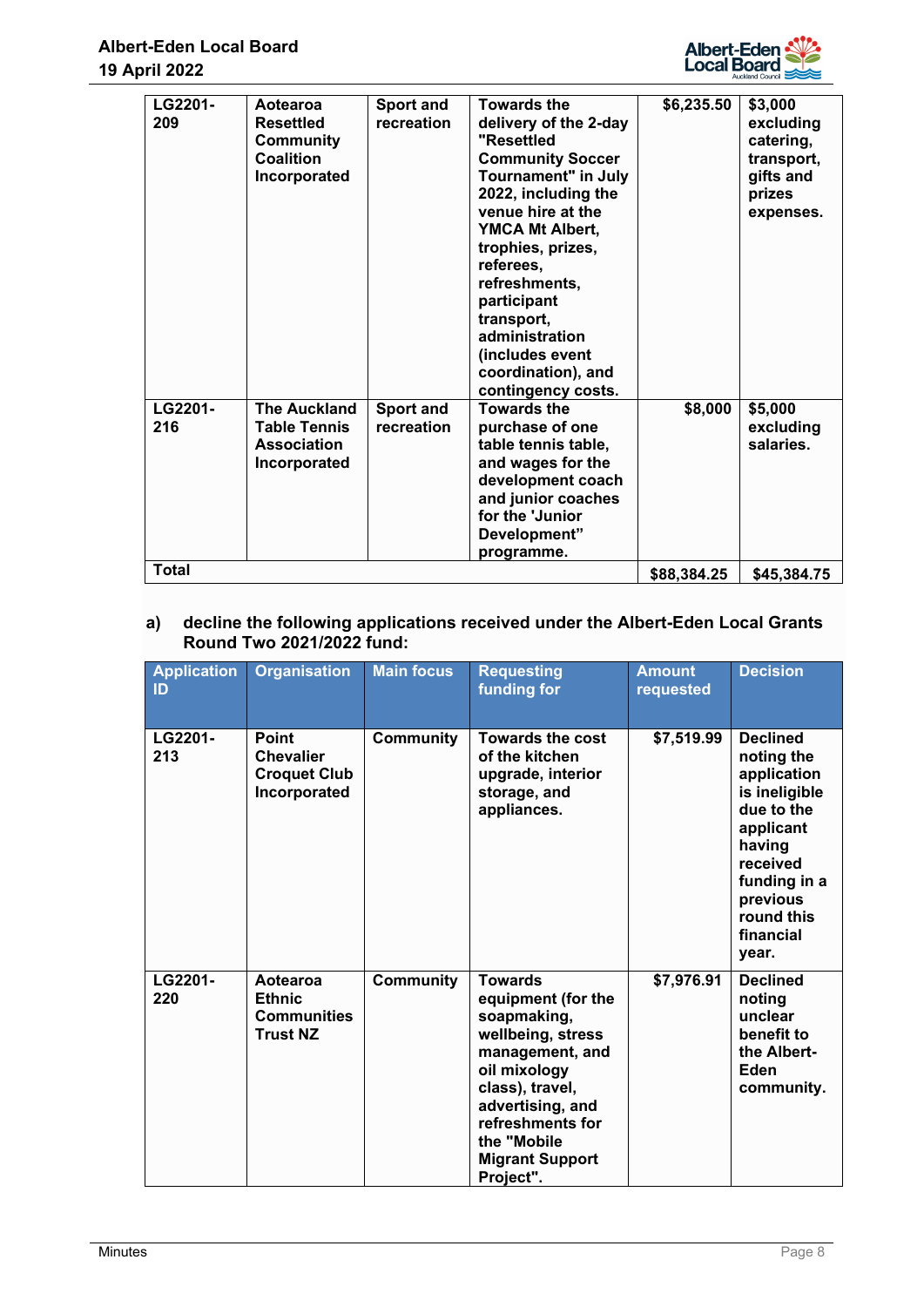| | | | | | |
|---|---|---|---|---|---|
| LG2201-209 | Aotearoa Resettled Community Coalition Incorporated | Sport and recreation | Towards the delivery of the 2-day "Resettled Community Soccer Tournament" in July 2022, including the venue hire at the YMCA Mt Albert, trophies, prizes, referees, refreshments, participant transport, administration (includes event coordination), and contingency costs. | $6,235.50 | $3,000 excluding catering, transport, gifts and prizes expenses. |
| LG2201-216 | The Auckland Table Tennis Association Incorporated | Sport and recreation | Towards the purchase of one table tennis table, and wages for the development coach and junior coaches for the 'Junior Development" programme. | $8,000 | $5,000 excluding salaries. |
| **Total** | | | | **$88,384.25** | **$45,384.75** |

**a) decline the following applications received under the Albert-Eden Local Grants Round Two 2021/2022 fund:**

| Application ID | Organisation | Main focus | Requesting funding for | Amount requested | Decision |
|---|---|---|---|---|---|
| LG2201-213 | Point Chevalier Croquet Club Incorporated | Community | Towards the cost of the kitchen upgrade, interior storage, and appliances. | $7,519.99 | Declined noting the application is ineligible due to the applicant having received funding in a previous round this financial year. |
| LG2201-220 | Aotearoa Ethnic Communities Trust NZ | Community | Towards equipment (for the soapmaking, wellbeing, stress management, and oil mixology class), travel, advertising, and refreshments for the "Mobile Migrant Support Project". | $7,976.91 | Declined noting unclear benefit to the Albert-Eden community. |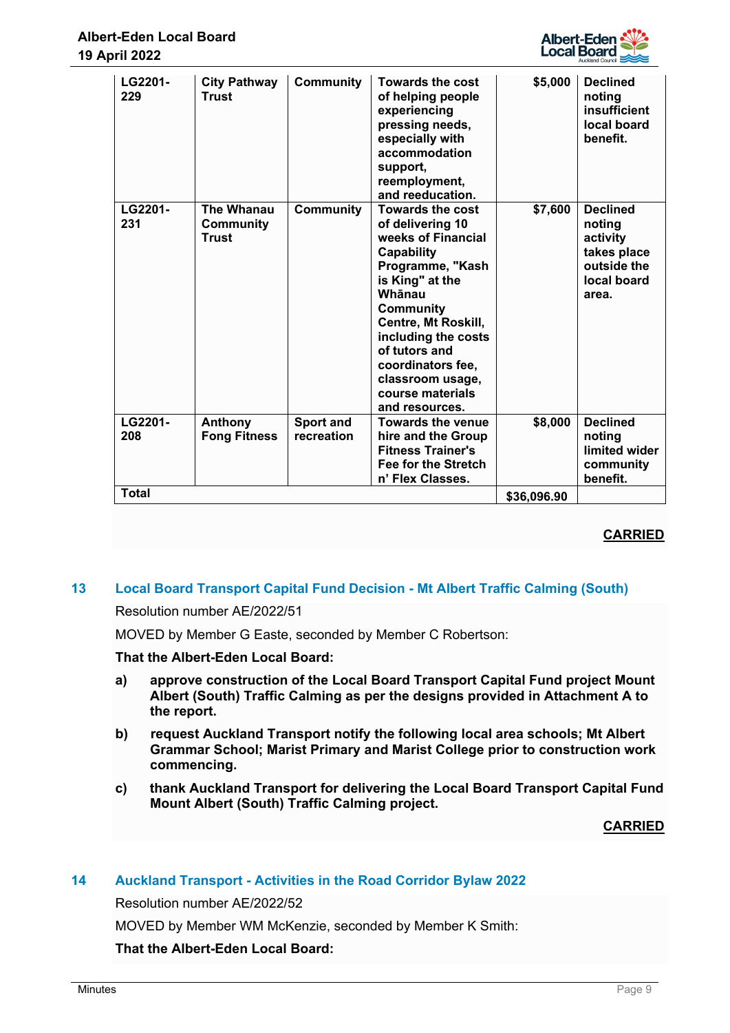| LG2201-229 | City Pathway Trust | Community | Towards the cost of helping people experiencing pressing needs, especially with accommodation support, reemployment, and reeducation. | $5,000 | Declined noting insufficient local board benefit. |
|---|---|---|---|---|---|
| LG2201-231 | The Whanau Community Trust | Community | Towards the cost of delivering 10 weeks of Financial Capability Programme, "Kash is King" at the Whānau Community Centre, Mt Roskill, including the costs of tutors and coordinators fee, classroom usage, course materials and resources. | $7,600 | Declined noting activity takes place outside the local board area. |
| LG2201-208 | Anthony Fong Fitness | Sport and recreation | Towards the venue hire and the Group Fitness Trainer's Fee for the Stretch n' Flex Classes. | $8,000 | Declined noting limited wider community benefit. |
| **Total** | | | | $36,096.90 | |

**CARRIED**

## 13 Local Board Transport Capital Fund Decision - Mt Albert Traffic Calming (South)

Resolution number AE/2022/51

MOVED by Member G Easte, seconded by Member C Robertson:

**That the Albert-Eden Local Board:**

**a) approve construction of the Local Board Transport Capital Fund project Mount Albert (South) Traffic Calming as per the designs provided in Attachment A to the report.**

**b) request Auckland Transport notify the following local area schools; Mt Albert Grammar School; Marist Primary and Marist College prior to construction work commencing.**

**c) thank Auckland Transport for delivering the Local Board Transport Capital Fund Mount Albert (South) Traffic Calming project.**

**CARRIED**

## 14 Auckland Transport - Activities in the Road Corridor Bylaw 2022

Resolution number AE/2022/52

MOVED by Member WM McKenzie, seconded by Member K Smith:

**That the Albert-Eden Local Board:**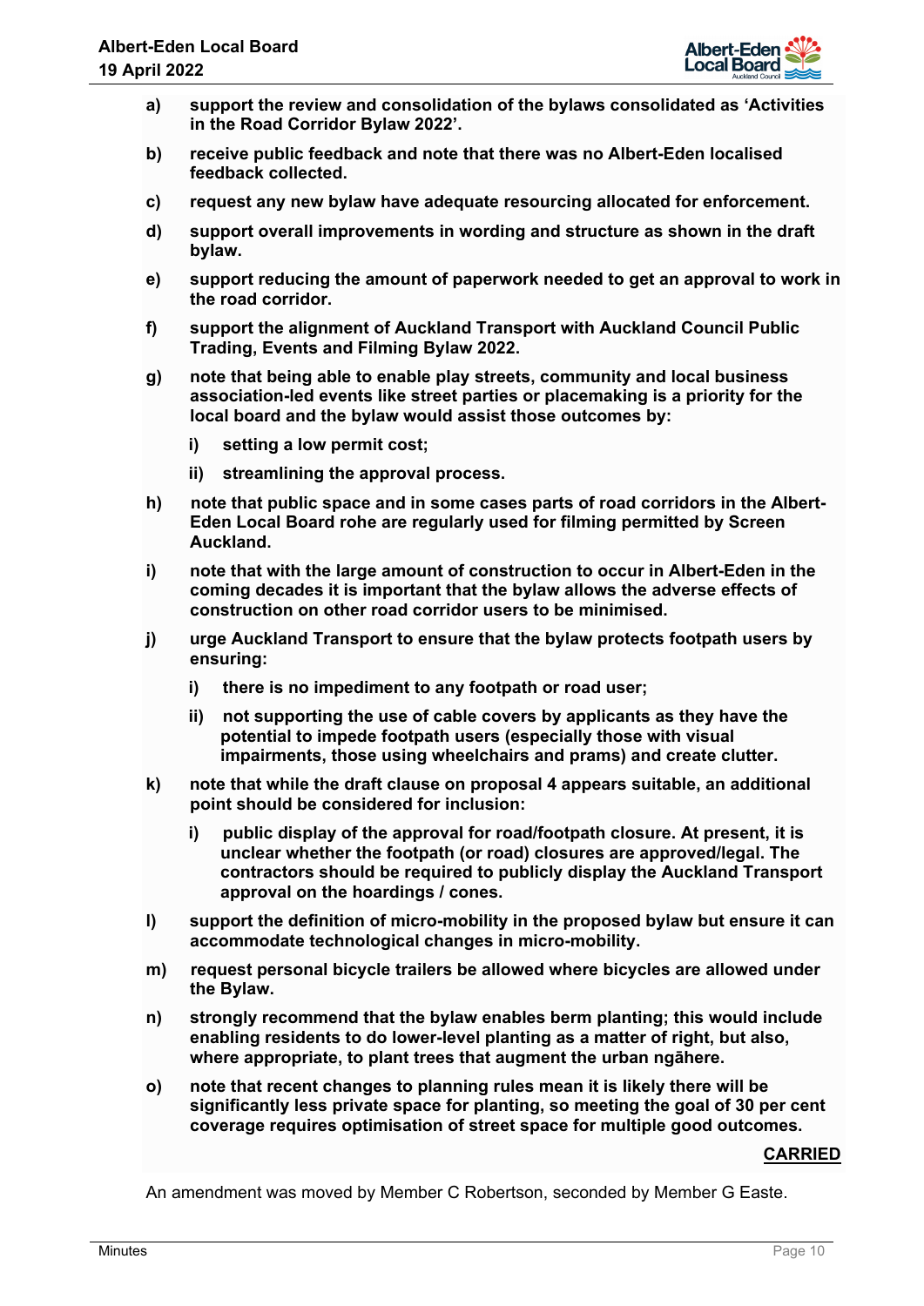a) **support the review and consolidation of the bylaws consolidated as 'Activities in the Road Corridor Bylaw 2022'.**

b) **receive public feedback and note that there was no Albert-Eden localised feedback collected.**

c) **request any new bylaw have adequate resourcing allocated for enforcement.**

d) **support overall improvements in wording and structure as shown in the draft bylaw.**

e) **support reducing the amount of paperwork needed to get an approval to work in the road corridor.**

f) **support the alignment of Auckland Transport with Auckland Council Public Trading, Events and Filming Bylaw 2022.**

g) **note that being able to enable play streets, community and local business association-led events like street parties or placemaking is a priority for the local board and the bylaw would assist those outcomes by:**

   i) **setting a low permit cost;**

   ii) **streamlining the approval process.**

h) **note that public space and in some cases parts of road corridors in the Albert-Eden Local Board rohe are regularly used for filming permitted by Screen Auckland.**

i) **note that with the large amount of construction to occur in Albert-Eden in the coming decades it is important that the bylaw allows the adverse effects of construction on other road corridor users to be minimised.**

j) **urge Auckland Transport to ensure that the bylaw protects footpath users by ensuring:**

   i) **there is no impediment to any footpath or road user;**

   ii) **not supporting the use of cable covers by applicants as they have the potential to impede footpath users (especially those with visual impairments, those using wheelchairs and prams) and create clutter.**

k) **note that while the draft clause on proposal 4 appears suitable, an additional point should be considered for inclusion:**

   i) **public display of the approval for road/footpath closure. At present, it is unclear whether the footpath (or road) closures are approved/legal. The contractors should be required to publicly display the Auckland Transport approval on the hoardings / cones.**

l) **support the definition of micro-mobility in the proposed bylaw but ensure it can accommodate technological changes in micro-mobility.**

m) **request personal bicycle trailers be allowed where bicycles are allowed under the Bylaw.**

n) **strongly recommend that the bylaw enables berm planting; this would include enabling residents to do lower-level planting as a matter of right, but also, where appropriate, to plant trees that augment the urban ngāhere.**

o) **note that recent changes to planning rules mean it is likely there will be significantly less private space for planting, so meeting the goal of 30 per cent coverage requires optimisation of street space for multiple good outcomes.**

**CARRIED**

An amendment was moved by Member C Robertson, seconded by Member G Easte.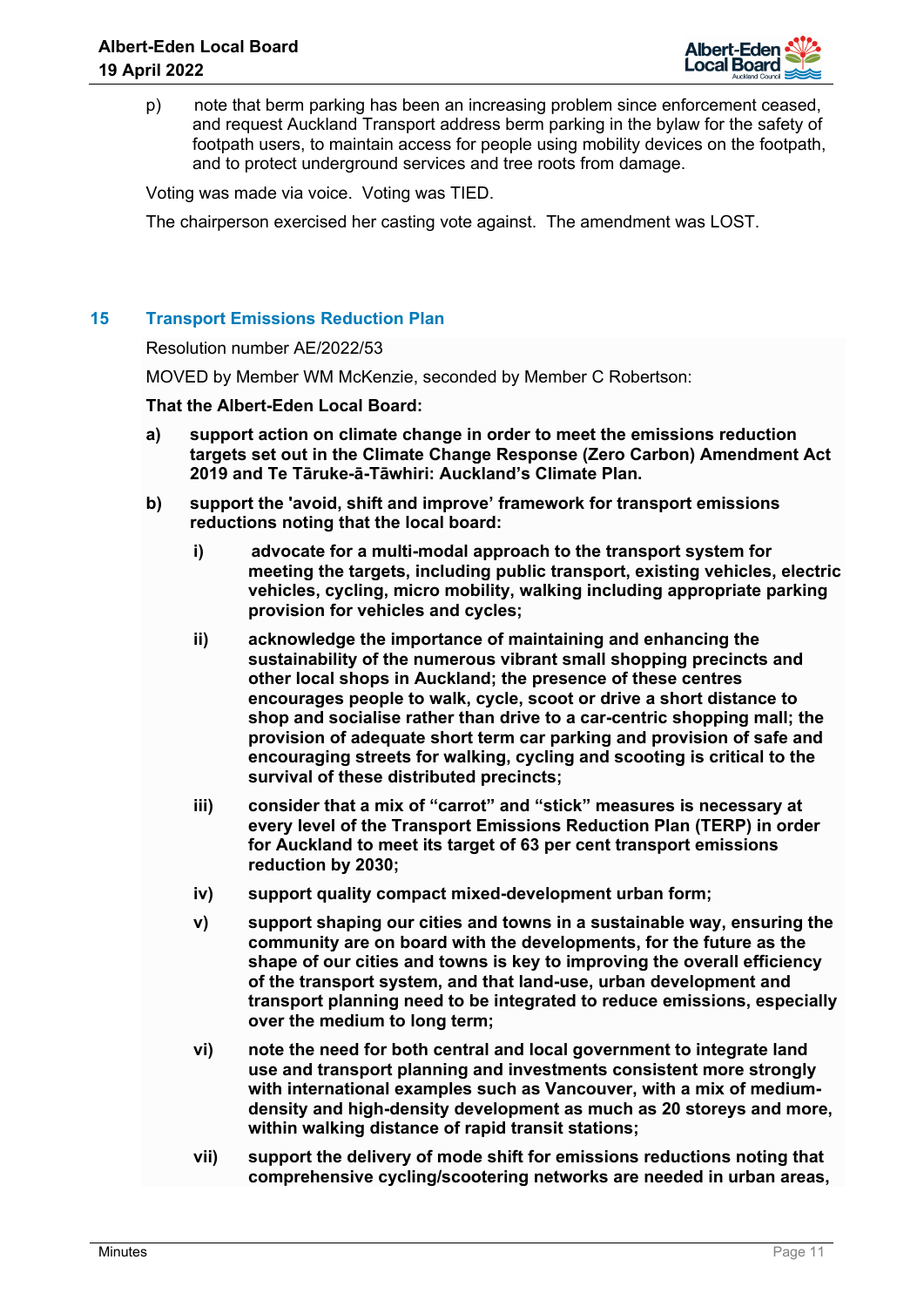p) note that berm parking has been an increasing problem since enforcement ceased, and request Auckland Transport address berm parking in the bylaw for the safety of footpath users, to maintain access for people using mobility devices on the footpath, and to protect underground services and tree roots from damage.

Voting was made via voice. Voting was TIED.

The chairperson exercised her casting vote against. The amendment was LOST.

## 15 Transport Emissions Reduction Plan

Resolution number AE/2022/53

MOVED by Member WM McKenzie, seconded by Member C Robertson:

**That the Albert-Eden Local Board:**

**a) support action on climate change in order to meet the emissions reduction targets set out in the Climate Change Response (Zero Carbon) Amendment Act 2019 and Te Tāruke-ā-Tāwhiri: Auckland's Climate Plan.**

**b) support the 'avoid, shift and improve' framework for transport emissions reductions noting that the local board:**

**i) advocate for a multi-modal approach to the transport system for meeting the targets, including public transport, existing vehicles, electric vehicles, cycling, micro mobility, walking including appropriate parking provision for vehicles and cycles;**

**ii) acknowledge the importance of maintaining and enhancing the sustainability of the numerous vibrant small shopping precincts and other local shops in Auckland; the presence of these centres encourages people to walk, cycle, scoot or drive a short distance to shop and socialise rather than drive to a car-centric shopping mall; the provision of adequate short term car parking and provision of safe and encouraging streets for walking, cycling and scooting is critical to the survival of these distributed precincts;**

**iii) consider that a mix of "carrot" and "stick" measures is necessary at every level of the Transport Emissions Reduction Plan (TERP) in order for Auckland to meet its target of 63 per cent transport emissions reduction by 2030;**

**iv) support quality compact mixed-development urban form;**

**v) support shaping our cities and towns in a sustainable way, ensuring the community are on board with the developments, for the future as the shape of our cities and towns is key to improving the overall efficiency of the transport system, and that land-use, urban development and transport planning need to be integrated to reduce emissions, especially over the medium to long term;**

**vi) note the need for both central and local government to integrate land use and transport planning and investments consistent more strongly with international examples such as Vancouver, with a mix of medium-density and high-density development as much as 20 storeys and more, within walking distance of rapid transit stations;**

**vii) support the delivery of mode shift for emissions reductions noting that comprehensive cycling/scootering networks are needed in urban areas,**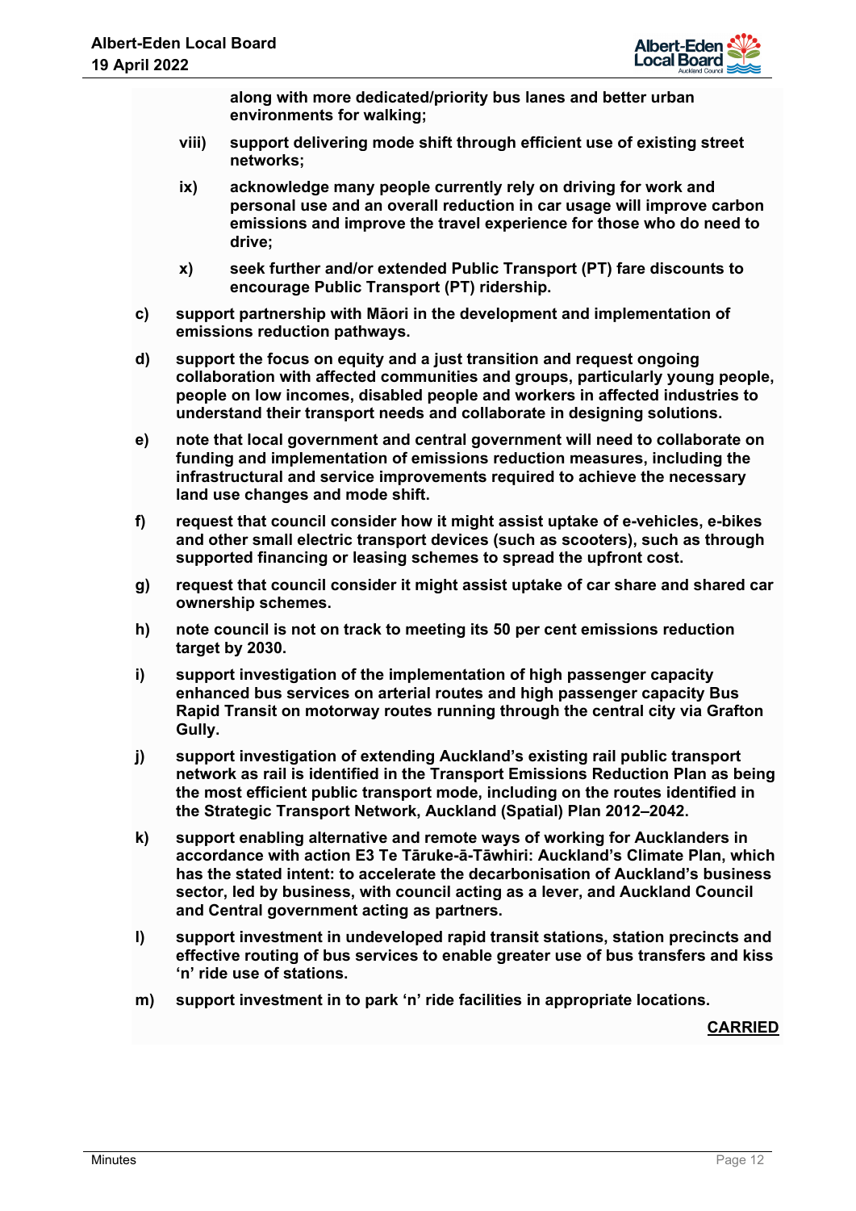**along with more dedicated/priority bus lanes and better urban environments for walking;**

**viii) support delivering mode shift through efficient use of existing street networks;**

**ix) acknowledge many people currently rely on driving for work and personal use and an overall reduction in car usage will improve carbon emissions and improve the travel experience for those who do need to drive;**

**x) seek further and/or extended Public Transport (PT) fare discounts to encourage Public Transport (PT) ridership.**

**c) support partnership with Māori in the development and implementation of emissions reduction pathways.**

**d) support the focus on equity and a just transition and request ongoing collaboration with affected communities and groups, particularly young people, people on low incomes, disabled people and workers in affected industries to understand their transport needs and collaborate in designing solutions.**

**e) note that local government and central government will need to collaborate on funding and implementation of emissions reduction measures, including the infrastructural and service improvements required to achieve the necessary land use changes and mode shift.**

**f) request that council consider how it might assist uptake of e-vehicles, e-bikes and other small electric transport devices (such as scooters), such as through supported financing or leasing schemes to spread the upfront cost.**

**g) request that council consider it might assist uptake of car share and shared car ownership schemes.**

**h) note council is not on track to meeting its 50 per cent emissions reduction target by 2030.**

**i) support investigation of the implementation of high passenger capacity enhanced bus services on arterial routes and high passenger capacity Bus Rapid Transit on motorway routes running through the central city via Grafton Gully.**

**j) support investigation of extending Auckland's existing rail public transport network as rail is identified in the Transport Emissions Reduction Plan as being the most efficient public transport mode, including on the routes identified in the Strategic Transport Network, Auckland (Spatial) Plan 2012–2042.**

**k) support enabling alternative and remote ways of working for Aucklanders in accordance with action E3 Te Tāruke-ā-Tāwhiri: Auckland's Climate Plan, which has the stated intent: to accelerate the decarbonisation of Auckland's business sector, led by business, with council acting as a lever, and Auckland Council and Central government acting as partners.**

**l) support investment in undeveloped rapid transit stations, station precincts and effective routing of bus services to enable greater use of bus transfers and kiss 'n' ride use of stations.**

**m) support investment in to park 'n' ride facilities in appropriate locations.**

**CARRIED**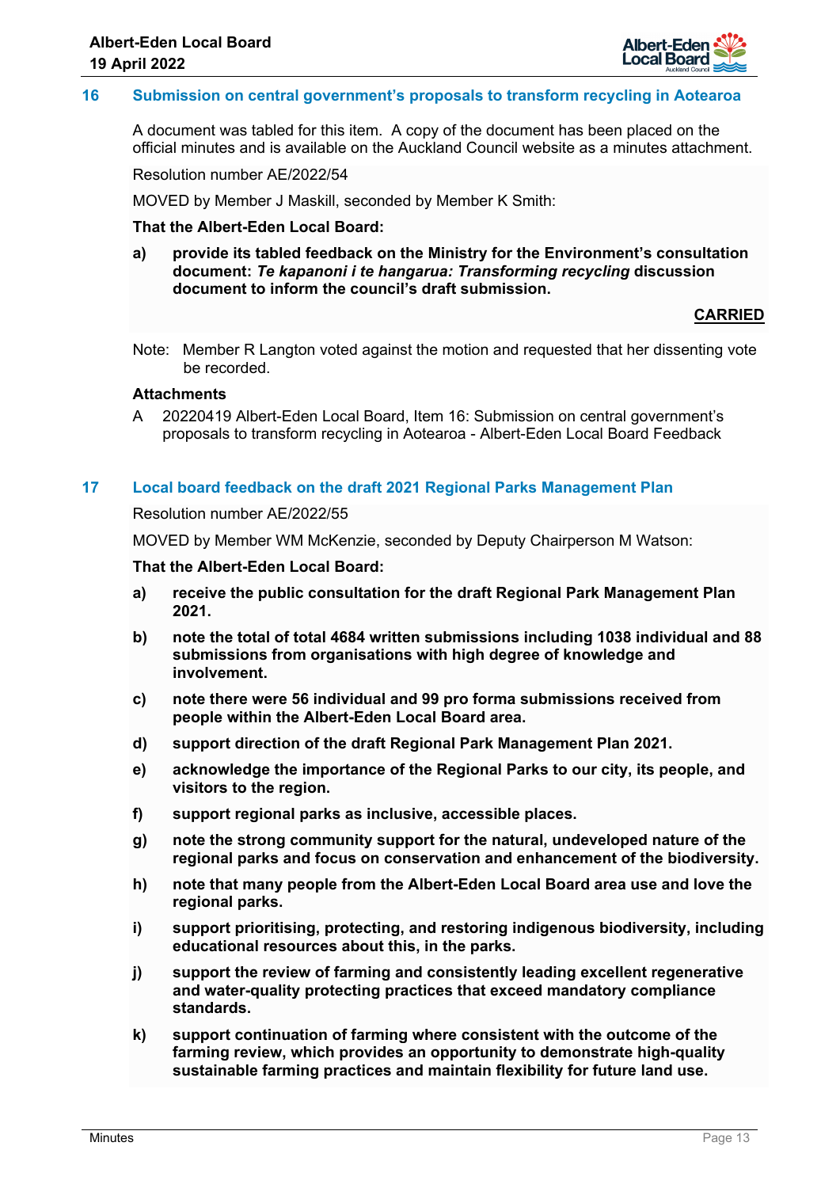## 16 Submission on central government's proposals to transform recycling in Aotearoa

A document was tabled for this item. A copy of the document has been placed on the official minutes and is available on the Auckland Council website as a minutes attachment.

Resolution number AE/2022/54

MOVED by Member J Maskill, seconded by Member K Smith:

**That the Albert-Eden Local Board:**

**a) provide its tabled feedback on the Ministry for the Environment's consultation document: *Te kapanoni i te hangarua: Transforming recycling* discussion document to inform the council's draft submission.**

**CARRIED**

Note: Member R Langton voted against the motion and requested that her dissenting vote be recorded.

**Attachments**

A 20220419 Albert-Eden Local Board, Item 16: Submission on central government's proposals to transform recycling in Aotearoa - Albert-Eden Local Board Feedback

## 17 Local board feedback on the draft 2021 Regional Parks Management Plan

Resolution number AE/2022/55

MOVED by Member WM McKenzie, seconded by Deputy Chairperson M Watson:

**That the Albert-Eden Local Board:**

**a) receive the public consultation for the draft Regional Park Management Plan 2021.**

**b) note the total of total 4684 written submissions including 1038 individual and 88 submissions from organisations with high degree of knowledge and involvement.**

**c) note there were 56 individual and 99 pro forma submissions received from people within the Albert-Eden Local Board area.**

**d) support direction of the draft Regional Park Management Plan 2021.**

**e) acknowledge the importance of the Regional Parks to our city, its people, and visitors to the region.**

**f) support regional parks as inclusive, accessible places.**

**g) note the strong community support for the natural, undeveloped nature of the regional parks and focus on conservation and enhancement of the biodiversity.**

**h) note that many people from the Albert-Eden Local Board area use and love the regional parks.**

**i) support prioritising, protecting, and restoring indigenous biodiversity, including educational resources about this, in the parks.**

**j) support the review of farming and consistently leading excellent regenerative and water-quality protecting practices that exceed mandatory compliance standards.**

**k) support continuation of farming where consistent with the outcome of the farming review, which provides an opportunity to demonstrate high-quality sustainable farming practices and maintain flexibility for future land use.**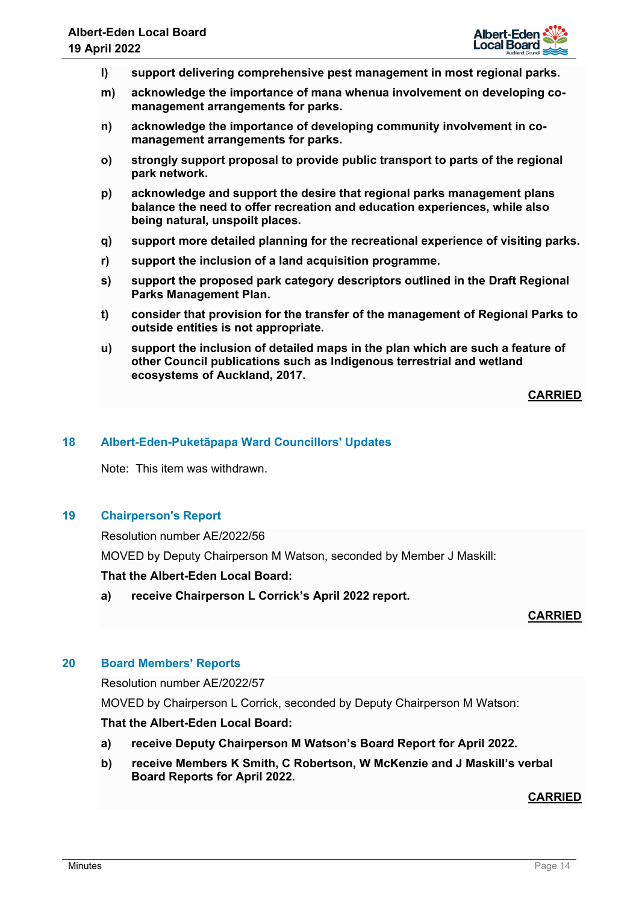l) **support delivering comprehensive pest management in most regional parks.**

m) **acknowledge the importance of mana whenua involvement on developing co-management arrangements for parks.**

n) **acknowledge the importance of developing community involvement in co-management arrangements for parks.**

o) **strongly support proposal to provide public transport to parts of the regional park network.**

p) **acknowledge and support the desire that regional parks management plans balance the need to offer recreation and education experiences, while also being natural, unspoilt places.**

q) **support more detailed planning for the recreational experience of visiting parks.**

r) **support the inclusion of a land acquisition programme.**

s) **support the proposed park category descriptors outlined in the Draft Regional Parks Management Plan.**

t) **consider that provision for the transfer of the management of Regional Parks to outside entities is not appropriate.**

u) **support the inclusion of detailed maps in the plan which are such a feature of other Council publications such as Indigenous terrestrial and wetland ecosystems of Auckland, 2017.**

**CARRIED**

## 18 Albert-Eden-Puketāpapa Ward Councillors' Updates

Note: This item was withdrawn.

## 19 Chairperson's Report

Resolution number AE/2022/56

MOVED by Deputy Chairperson M Watson, seconded by Member J Maskill:

**That the Albert-Eden Local Board:**

a) **receive Chairperson L Corrick's April 2022 report.**

**CARRIED**

## 20 Board Members' Reports

Resolution number AE/2022/57

MOVED by Chairperson L Corrick, seconded by Deputy Chairperson M Watson:

**That the Albert-Eden Local Board:**

a) **receive Deputy Chairperson M Watson's Board Report for April 2022.**

b) **receive Members K Smith, C Robertson, W McKenzie and J Maskill's verbal Board Reports for April 2022.**

**CARRIED**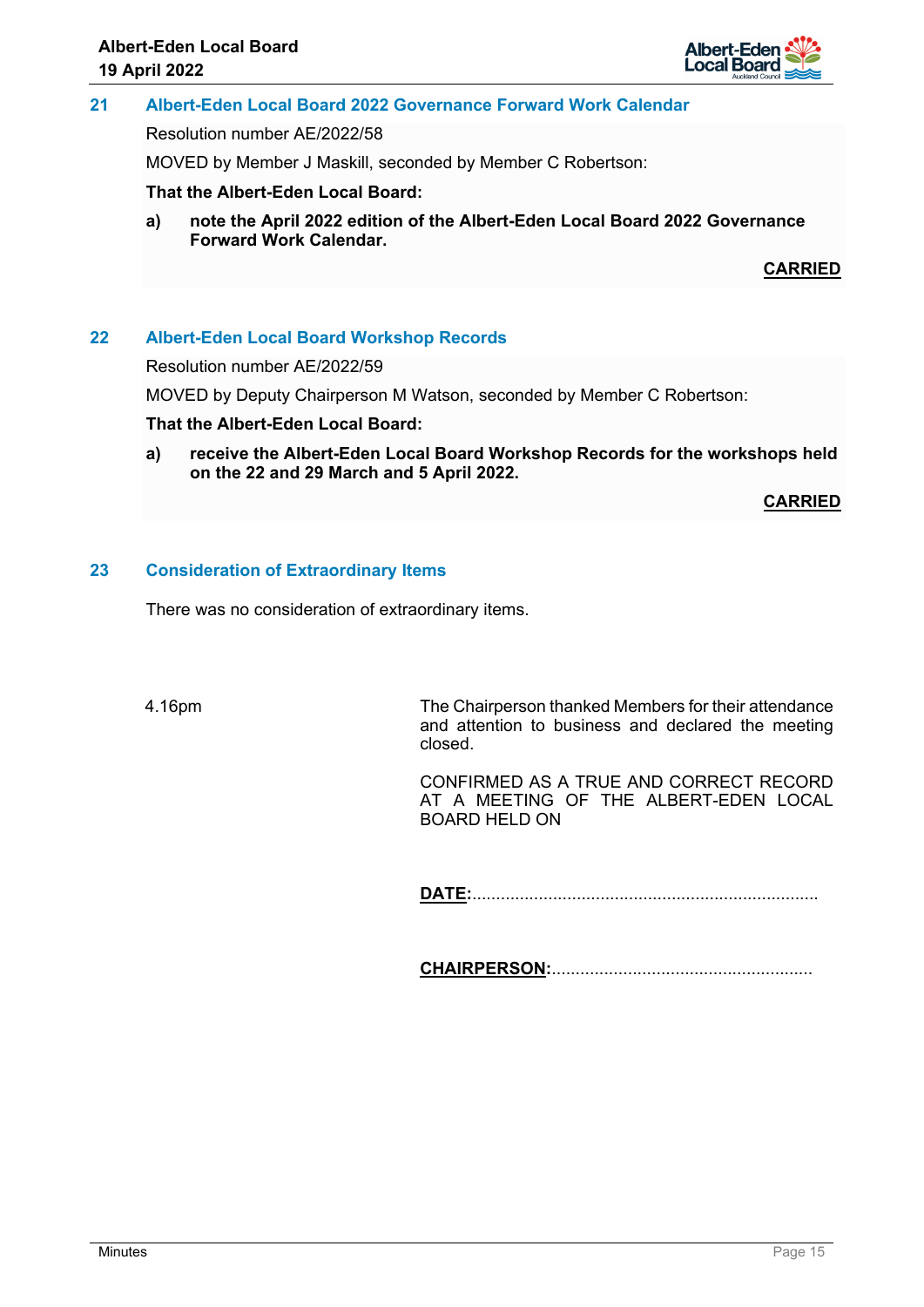## 21 Albert-Eden Local Board 2022 Governance Forward Work Calendar

Resolution number AE/2022/58

MOVED by Member J Maskill, seconded by Member C Robertson:

**That the Albert-Eden Local Board:**

**a) note the April 2022 edition of the Albert-Eden Local Board 2022 Governance Forward Work Calendar.**

**CARRIED**

## 22 Albert-Eden Local Board Workshop Records

Resolution number AE/2022/59

MOVED by Deputy Chairperson M Watson, seconded by Member C Robertson:

**That the Albert-Eden Local Board:**

**a) receive the Albert-Eden Local Board Workshop Records for the workshops held on the 22 and 29 March and 5 April 2022.**

**CARRIED**

## 23 Consideration of Extraordinary Items

There was no consideration of extraordinary items.

4.16pm

The Chairperson thanked Members for their attendance and attention to business and declared the meeting closed.

CONFIRMED AS A TRUE AND CORRECT RECORD AT A MEETING OF THE ALBERT-EDEN LOCAL BOARD HELD ON

**DATE:**.........................................................................

**CHAIRPERSON:**.......................................................